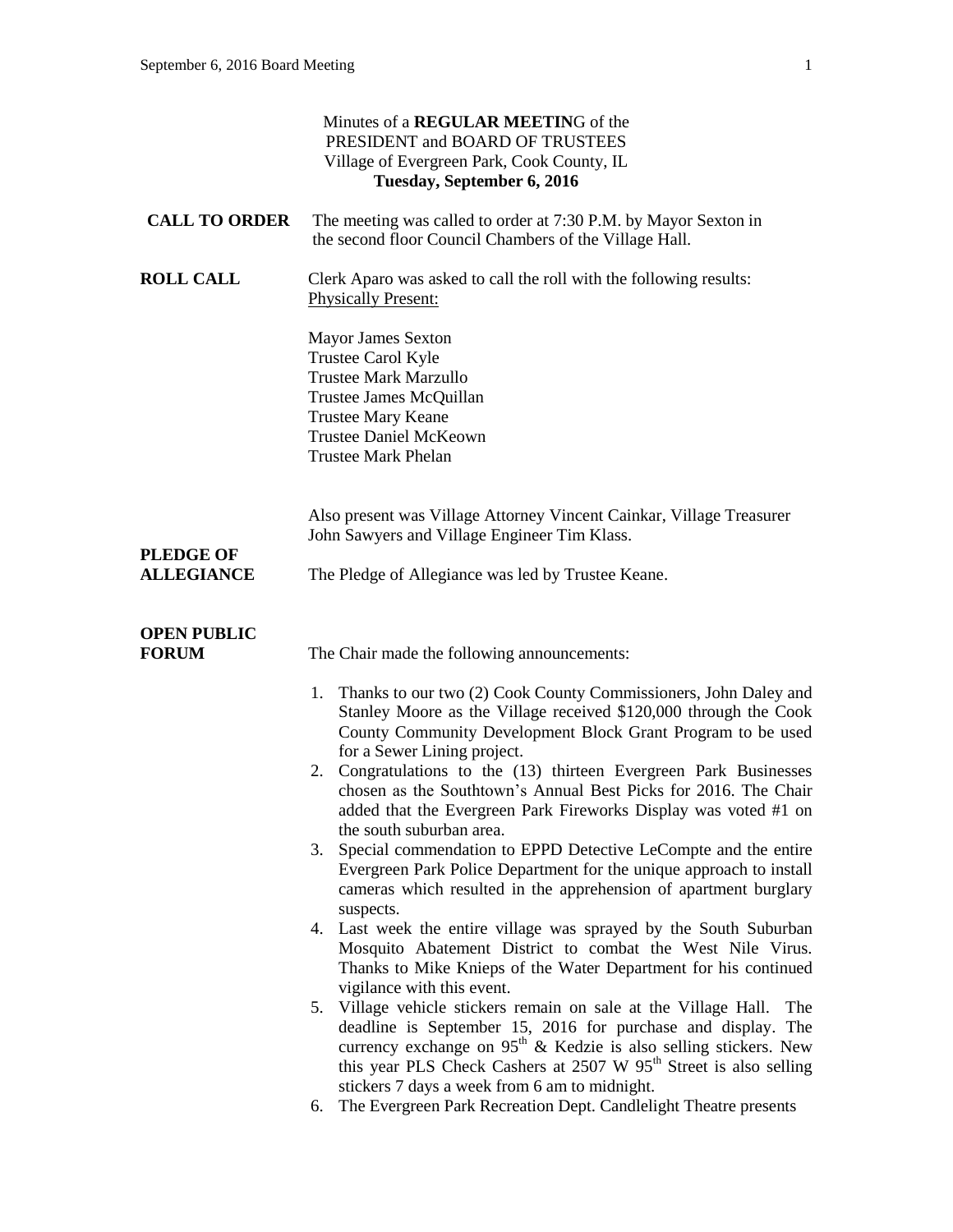Minutes of a **REGULAR MEETIN**G of the
PRESIDENT and BOARD OF TRUSTEES
Village of Evergreen Park, Cook County, IL
**Tuesday, September 6, 2016**

**CALL TO ORDER**

The meeting was called to order at 7:30 P.M. by Mayor Sexton in the second floor Council Chambers of the Village Hall.

**ROLL CALL**

Clerk Aparo was asked to call the roll with the following results:
Physically Present:

Mayor James Sexton
Trustee Carol Kyle
Trustee Mark Marzullo
Trustee James McQuillan
Trustee Mary Keane
Trustee Daniel McKeown
Trustee Mark Phelan

Also present was Village Attorney Vincent Cainkar, Village Treasurer John Sawyers and Village Engineer Tim Klass.

**PLEDGE OF ALLEGIANCE**

The Pledge of Allegiance was led by Trustee Keane.

**OPEN PUBLIC FORUM**

The Chair made the following announcements:

1. Thanks to our two (2) Cook County Commissioners, John Daley and Stanley Moore as the Village received $120,000 through the Cook County Community Development Block Grant Program to be used for a Sewer Lining project.
2. Congratulations to the (13) thirteen Evergreen Park Businesses chosen as the Southtown's Annual Best Picks for 2016. The Chair added that the Evergreen Park Fireworks Display was voted #1 on the south suburban area.
3. Special commendation to EPPD Detective LeCompte and the entire Evergreen Park Police Department for the unique approach to install cameras which resulted in the apprehension of apartment burglary suspects.
4. Last week the entire village was sprayed by the South Suburban Mosquito Abatement District to combat the West Nile Virus. Thanks to Mike Knieps of the Water Department for his continued vigilance with this event.
5. Village vehicle stickers remain on sale at the Village Hall. The deadline is September 15, 2016 for purchase and display. The currency exchange on 95th & Kedzie is also selling stickers. New this year PLS Check Cashers at 2507 W 95th Street is also selling stickers 7 days a week from 6 am to midnight.
6. The Evergreen Park Recreation Dept. Candlelight Theatre presents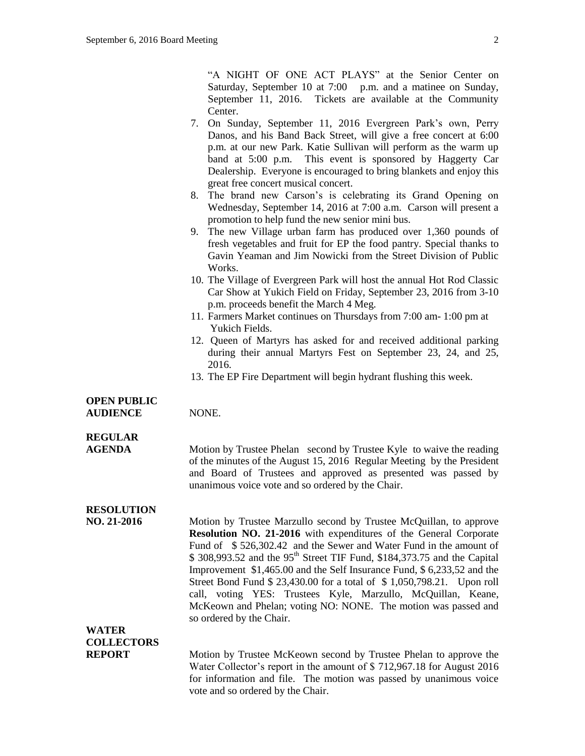"A NIGHT OF ONE ACT PLAYS" at the Senior Center on Saturday, September 10 at 7:00 p.m. and a matinee on Sunday, September 11, 2016. Tickets are available at the Community Center.

7. On Sunday, September 11, 2016 Evergreen Park's own, Perry Danos, and his Band Back Street, will give a free concert at 6:00 p.m. at our new Park. Katie Sullivan will perform as the warm up band at 5:00 p.m. This event is sponsored by Haggerty Car Dealership. Everyone is encouraged to bring blankets and enjoy this great free concert musical concert.
8. The brand new Carson's is celebrating its Grand Opening on Wednesday, September 14, 2016 at 7:00 a.m. Carson will present a promotion to help fund the new senior mini bus.
9. The new Village urban farm has produced over 1,360 pounds of fresh vegetables and fruit for EP the food pantry. Special thanks to Gavin Yeaman and Jim Nowicki from the Street Division of Public Works.
10. The Village of Evergreen Park will host the annual Hot Rod Classic Car Show at Yukich Field on Friday, September 23, 2016 from 3-10 p.m. proceeds benefit the March 4 Meg.
11. Farmers Market continues on Thursdays from 7:00 am- 1:00 pm at Yukich Fields.
12. Queen of Martyrs has asked for and received additional parking during their annual Martyrs Fest on September 23, 24, and 25, 2016.
13. The EP Fire Department will begin hydrant flushing this week.

**OPEN PUBLIC AUDIENCE**

NONE.

**REGULAR AGENDA**

Motion by Trustee Phelan second by Trustee Kyle to waive the reading of the minutes of the August 15, 2016 Regular Meeting by the President and Board of Trustees and approved as presented was passed by unanimous voice vote and so ordered by the Chair.

**RESOLUTION NO. 21-2016**

Motion by Trustee Marzullo second by Trustee McQuillan, to approve **Resolution NO. 21-2016** with expenditures of the General Corporate Fund of $ 526,302.42 and the Sewer and Water Fund in the amount of $ 308,993.52 and the 95th Street TIF Fund, $184,373.75 and the Capital Improvement $1,465.00 and the Self Insurance Fund, $ 6,233,52 and the Street Bond Fund $ 23,430.00 for a total of $ 1,050,798.21. Upon roll call, voting YES: Trustees Kyle, Marzullo, McQuillan, Keane, McKeown and Phelan; voting NO: NONE. The motion was passed and so ordered by the Chair.

**WATER COLLECTORS REPORT**

Motion by Trustee McKeown second by Trustee Phelan to approve the Water Collector's report in the amount of $ 712,967.18 for August 2016 for information and file. The motion was passed by unanimous voice vote and so ordered by the Chair.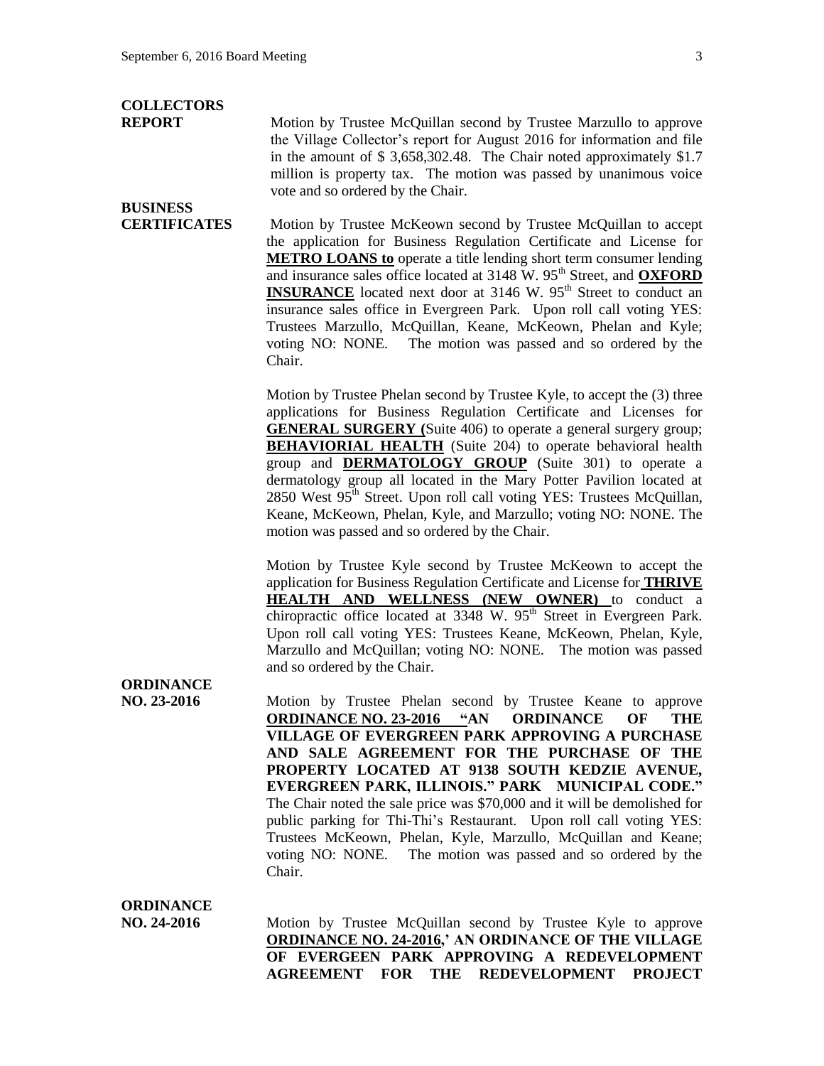**COLLECTORS REPORT**

Motion by Trustee McQuillan second by Trustee Marzullo to approve the Village Collector's report for August 2016 for information and file in the amount of $ 3,658,302.48. The Chair noted approximately $1.7 million is property tax. The motion was passed by unanimous voice vote and so ordered by the Chair.

**BUSINESS CERTIFICATES**

Motion by Trustee McKeown second by Trustee McQuillan to accept the application for Business Regulation Certificate and License for **METRO LOANS to** operate a title lending short term consumer lending and insurance sales office located at 3148 W. 95th Street, and **OXFORD INSURANCE** located next door at 3146 W. 95th Street to conduct an insurance sales office in Evergreen Park. Upon roll call voting YES: Trustees Marzullo, McQuillan, Keane, McKeown, Phelan and Kyle; voting NO: NONE. The motion was passed and so ordered by the Chair.

Motion by Trustee Phelan second by Trustee Kyle, to accept the (3) three applications for Business Regulation Certificate and Licenses for **GENERAL SURGERY (**Suite 406) to operate a general surgery group; **BEHAVIORIAL HEALTH** (Suite 204) to operate behavioral health group and **DERMATOLOGY GROUP** (Suite 301) to operate a dermatology group all located in the Mary Potter Pavilion located at 2850 West 95th Street. Upon roll call voting YES: Trustees McQuillan, Keane, McKeown, Phelan, Kyle, and Marzullo; voting NO: NONE. The motion was passed and so ordered by the Chair.

Motion by Trustee Kyle second by Trustee McKeown to accept the application for Business Regulation Certificate and License for **THRIVE HEALTH AND WELLNESS (NEW OWNER)** to conduct a chiropractic office located at 3348 W. 95th Street in Evergreen Park. Upon roll call voting YES: Trustees Keane, McKeown, Phelan, Kyle, Marzullo and McQuillan; voting NO: NONE. The motion was passed and so ordered by the Chair.

**ORDINANCE NO. 23-2016**

Motion by Trustee Phelan second by Trustee Keane to approve **ORDINANCE NO. 23-2016 "AN ORDINANCE OF THE VILLAGE OF EVERGREEN PARK APPROVING A PURCHASE AND SALE AGREEMENT FOR THE PURCHASE OF THE PROPERTY LOCATED AT 9138 SOUTH KEDZIE AVENUE, EVERGREEN PARK, ILLINOIS." PARK MUNICIPAL CODE."** The Chair noted the sale price was $70,000 and it will be demolished for public parking for Thi-Thi's Restaurant. Upon roll call voting YES: Trustees McKeown, Phelan, Kyle, Marzullo, McQuillan and Keane; voting NO: NONE. The motion was passed and so ordered by the Chair.

**ORDINANCE NO. 24-2016**

Motion by Trustee McQuillan second by Trustee Kyle to approve **ORDINANCE NO. 24-2016,' AN ORDINANCE OF THE VILLAGE OF EVERGEEN PARK APPROVING A REDEVELOPMENT AGREEMENT FOR THE REDEVELOPMENT PROJECT**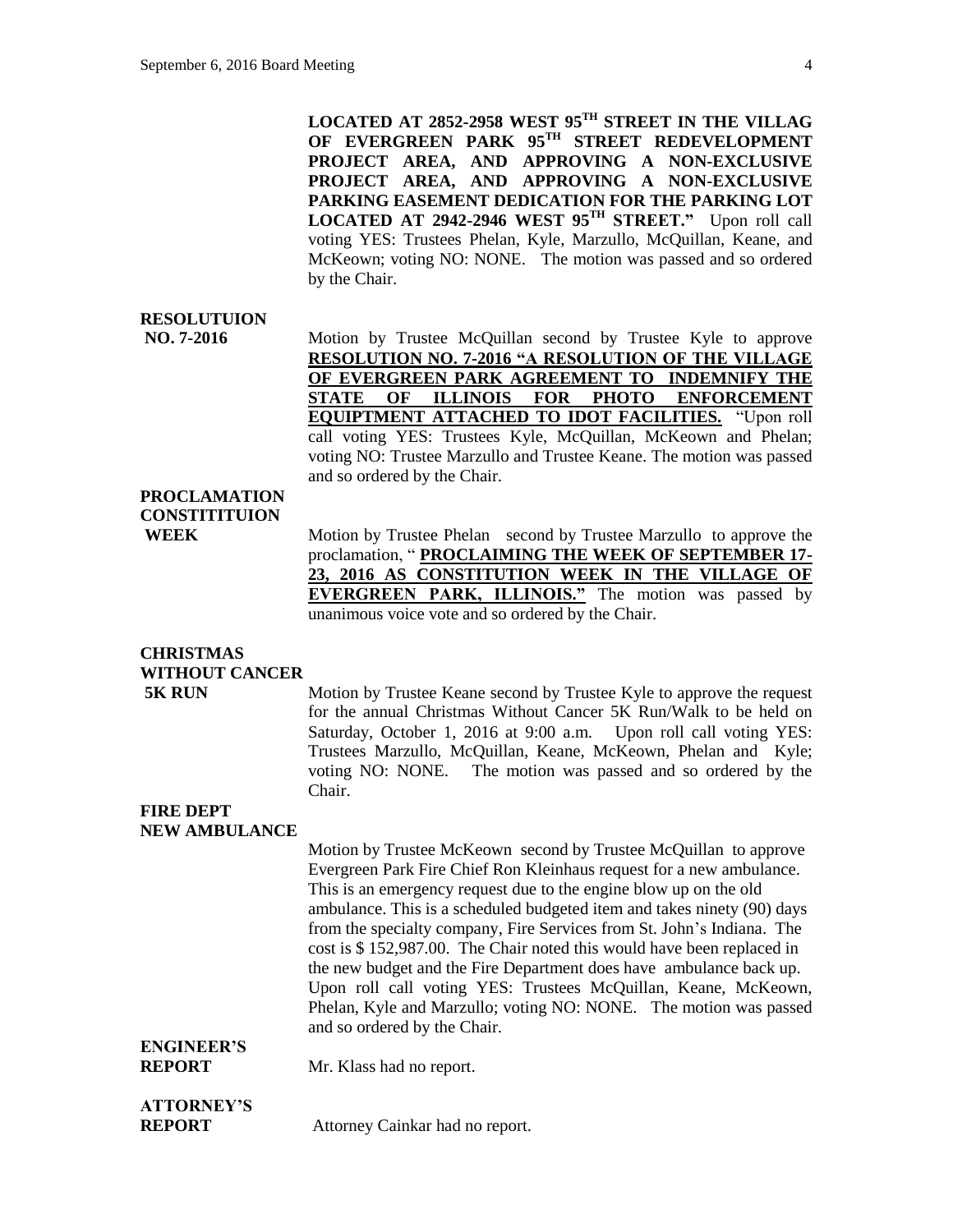**LOCATED AT 2852-2958 WEST 95TH STREET IN THE VILLAG OF EVERGREEN PARK 95TH STREET REDEVELOPMENT PROJECT AREA, AND APPROVING A NON-EXCLUSIVE PROJECT AREA, AND APPROVING A NON-EXCLUSIVE PARKING EASEMENT DEDICATION FOR THE PARKING LOT LOCATED AT 2942-2946 WEST 95TH STREET."** Upon roll call voting YES: Trustees Phelan, Kyle, Marzullo, McQuillan, Keane, and McKeown; voting NO: NONE. The motion was passed and so ordered by the Chair.

**RESOLUTUION NO. 7-2016**

Motion by Trustee McQuillan second by Trustee Kyle to approve **<u>RESOLUTION NO. 7-2016 "A RESOLUTION OF THE VILLAGE OF EVERGREEN PARK AGREEMENT TO INDEMNIFY THE STATE OF ILLINOIS FOR PHOTO ENFORCEMENT EQUIPTMENT ATTACHED TO IDOT FACILITIES.</u>** "Upon roll call voting YES: Trustees Kyle, McQuillan, McKeown and Phelan; voting NO: Trustee Marzullo and Trustee Keane. The motion was passed and so ordered by the Chair.

**PROCLAMATION CONSTITITUION WEEK**

Motion by Trustee Phelan second by Trustee Marzullo to approve the proclamation, " **<u>PROCLAIMING THE WEEK OF SEPTEMBER 17-23, 2016 AS CONSTITUTION WEEK IN THE VILLAGE OF EVERGREEN PARK, ILLINOIS."</u>** The motion was passed by unanimous voice vote and so ordered by the Chair.

**CHRISTMAS WITHOUT CANCER 5K RUN**

Motion by Trustee Keane second by Trustee Kyle to approve the request for the annual Christmas Without Cancer 5K Run/Walk to be held on Saturday, October 1, 2016 at 9:00 a.m. Upon roll call voting YES: Trustees Marzullo, McQuillan, Keane, McKeown, Phelan and Kyle; voting NO: NONE. The motion was passed and so ordered by the Chair.

**FIRE DEPT NEW AMBULANCE**

Motion by Trustee McKeown second by Trustee McQuillan to approve Evergreen Park Fire Chief Ron Kleinhaus request for a new ambulance. This is an emergency request due to the engine blow up on the old ambulance. This is a scheduled budgeted item and takes ninety (90) days from the specialty company, Fire Services from St. John's Indiana. The cost is $ 152,987.00. The Chair noted this would have been replaced in the new budget and the Fire Department does have ambulance back up. Upon roll call voting YES: Trustees McQuillan, Keane, McKeown, Phelan, Kyle and Marzullo; voting NO: NONE. The motion was passed and so ordered by the Chair.

**ENGINEER'S REPORT**

Mr. Klass had no report.

**ATTORNEY'S REPORT**

Attorney Cainkar had no report.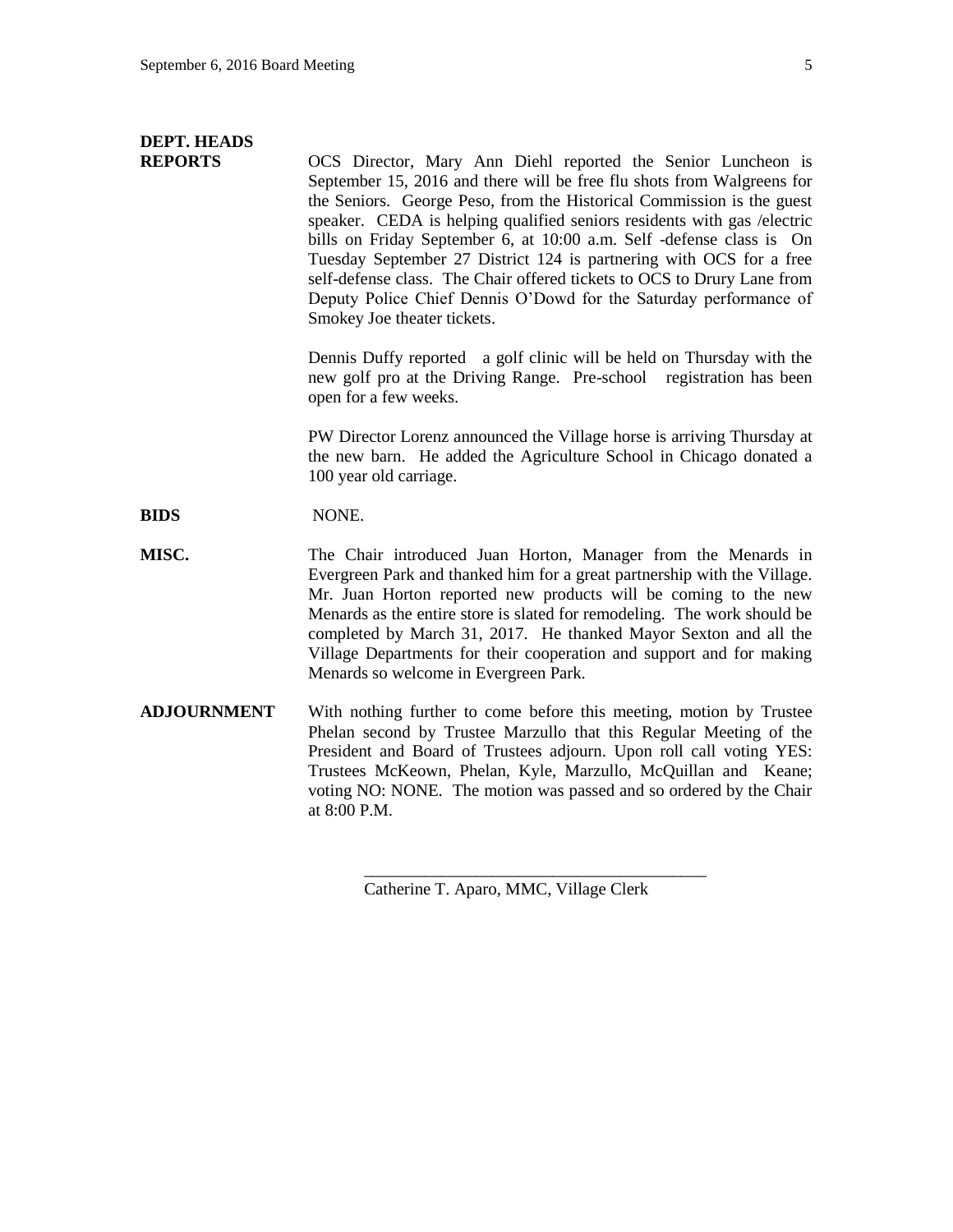**DEPT. HEADS REPORTS**

OCS Director, Mary Ann Diehl reported the Senior Luncheon is September 15, 2016 and there will be free flu shots from Walgreens for the Seniors. George Peso, from the Historical Commission is the guest speaker. CEDA is helping qualified seniors residents with gas /electric bills on Friday September 6, at 10:00 a.m. Self -defense class is On Tuesday September 27 District 124 is partnering with OCS for a free self-defense class. The Chair offered tickets to OCS to Drury Lane from Deputy Police Chief Dennis O'Dowd for the Saturday performance of Smokey Joe theater tickets.

Dennis Duffy reported a golf clinic will be held on Thursday with the new golf pro at the Driving Range. Pre-school registration has been open for a few weeks.

PW Director Lorenz announced the Village horse is arriving Thursday at the new barn. He added the Agriculture School in Chicago donated a 100 year old carriage.

**BIDS**

NONE.

**MISC.**

The Chair introduced Juan Horton, Manager from the Menards in Evergreen Park and thanked him for a great partnership with the Village. Mr. Juan Horton reported new products will be coming to the new Menards as the entire store is slated for remodeling. The work should be completed by March 31, 2017. He thanked Mayor Sexton and all the Village Departments for their cooperation and support and for making Menards so welcome in Evergreen Park.

**ADJOURNMENT**

With nothing further to come before this meeting, motion by Trustee Phelan second by Trustee Marzullo that this Regular Meeting of the President and Board of Trustees adjourn. Upon roll call voting YES: Trustees McKeown, Phelan, Kyle, Marzullo, McQuillan and Keane; voting NO: NONE. The motion was passed and so ordered by the Chair at 8:00 P.M.

\_\_\_\_\_\_\_\_\_\_\_\_\_\_\_\_\_\_\_\_\_\_\_\_\_\_\_\_\_\_\_\_\_\_\_\_\_\_\_\_

Catherine T. Aparo, MMC, Village Clerk